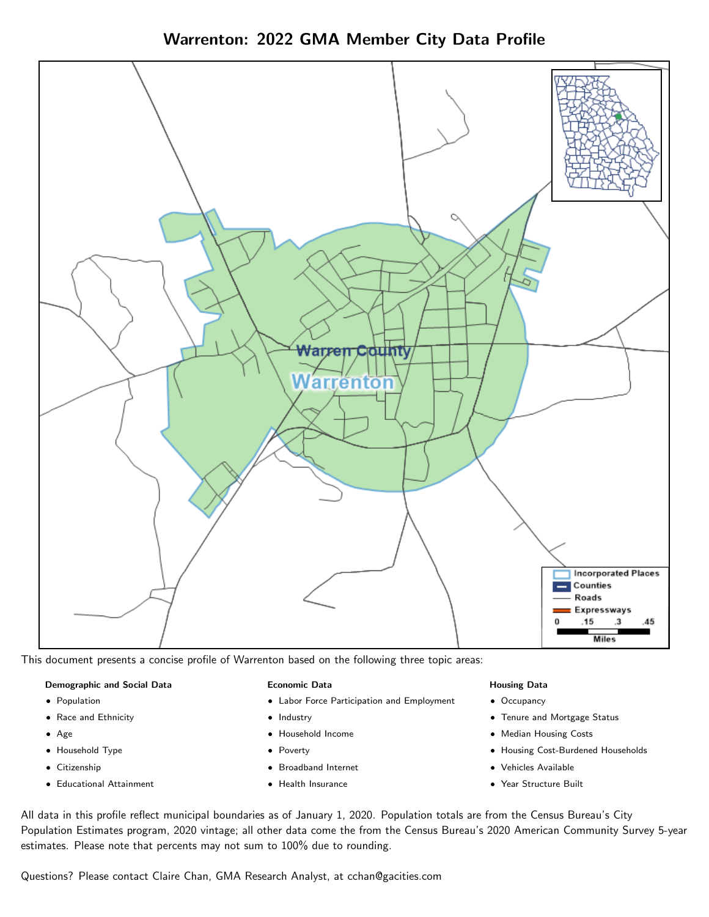# Warrenton: 2022 GMA Member City Data Profile

This document presents a concise profile of Warrenton based on the following three topic areas:

**Demographic and Social Data**

- Population
- Race and Ethnicity
- Age
- Household Type
- Citizenship
- Educational Attainment

**Economic Data**

- Labor Force Participation and Employment
- Industry
- Household Income
- Poverty
- Broadband Internet
- Health Insurance

**Housing Data**

- Occupancy
- Tenure and Mortgage Status
- Median Housing Costs
- Housing Cost-Burdened Households
- Vehicles Available
- Year Structure Built

All data in this profile reflect municipal boundaries as of January 1, 2020. Population totals are from the Census Bureau's City Population Estimates program, 2020 vintage; all other data come the from the Census Bureau's 2020 American Community Survey 5-year estimates. Please note that percents may not sum to 100% due to rounding.

Questions? Please contact Claire Chan, GMA Research Analyst, at cchan@gacities.com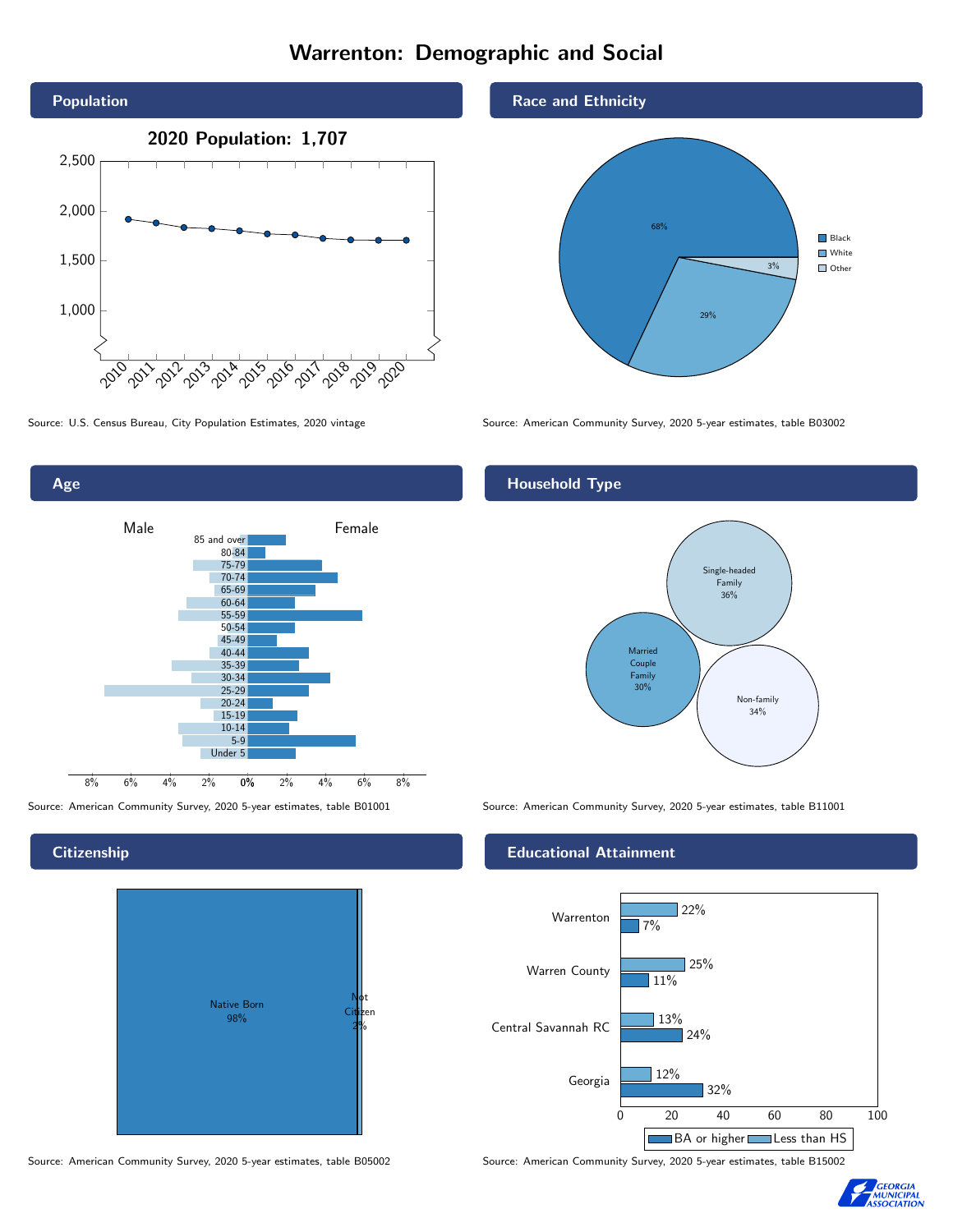# Warrenton: Demographic and Social

## Population

**2020 Population: 1,707**

| Year | 2010 | 2011 | 2012 | 2013 | 2014 | 2015 | 2016 | 2017 | 2018 | 2019 | 2020 |
|---|---|---|---|---|---|---|---|---|---|---|---|

Source: U.S. Census Bureau, City Population Estimates, 2020 vintage

## Race and Ethnicity

| Race | Percent |
|---|---|
| Black | 68% |
| White | 29% |
| Other | 3% |

Source: American Community Survey, 2020 5-year estimates, table B03002

## Age

Male / Female

Age groups: 85 and over, 80-84, 75-79, 70-74, 65-69, 60-64, 55-59, 50-54, 45-49, 40-44, 35-39, 30-34, 25-29, 20-24, 15-19, 10-14, 5-9, Under 5

Source: American Community Survey, 2020 5-year estimates, table B01001

## Household Type

| Household Type | Percent |
|---|---|
| Single-headed Family | 36% |
| Married Couple Family | 30% |
| Non-family | 34% |

Source: American Community Survey, 2020 5-year estimates, table B11001

## Citizenship

| Citizenship | Percent |
|---|---|
| Native Born | 98% |
| Not Citizen | 2% |

Source: American Community Survey, 2020 5-year estimates, table B05002

## Educational Attainment

| Area | Less than HS | BA or higher |
|---|---|---|
| Warrenton | 22% | 7% |
| Warren County | 25% | 11% |
| Central Savannah RC | 13% | 24% |
| Georgia | 12% | 32% |

Source: American Community Survey, 2020 5-year estimates, table B15002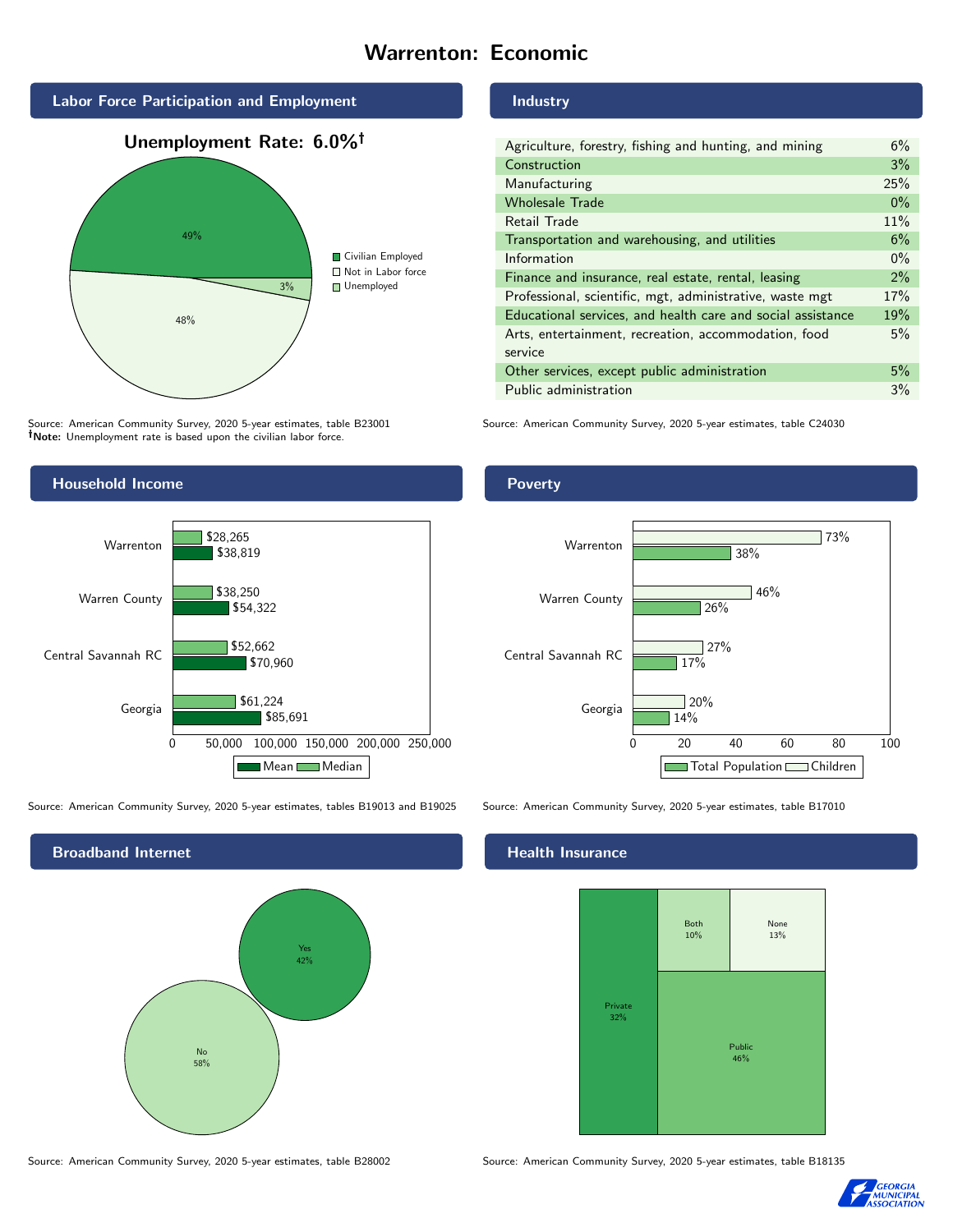# Warrenton: Economic

## Labor Force Participation and Employment

**Unemployment Rate: 6.0%†**

| Category | Percent |
|---|---|
| Civilian Employed | 49% |
| Not in Labor force | 48% |
| Unemployed | 3% |

Source: American Community Survey, 2020 5-year estimates, table B23001
†**Note:** Unemployment rate is based upon the civilian labor force.

## Industry

| Industry | Percent |
|---|---|
| Agriculture, forestry, fishing and hunting, and mining | 6% |
| Construction | 3% |
| Manufacturing | 25% |
| Wholesale Trade | 0% |
| Retail Trade | 11% |
| Transportation and warehousing, and utilities | 6% |
| Information | 0% |
| Finance and insurance, real estate, rental, leasing | 2% |
| Professional, scientific, mgt, administrative, waste mgt | 17% |
| Educational services, and health care and social assistance | 19% |
| Arts, entertainment, recreation, accommodation, food service | 5% |
| Other services, except public administration | 5% |
| Public administration | 3% |

Source: American Community Survey, 2020 5-year estimates, table C24030

## Household Income

| | Median | Mean |
|---|---|---|
| Warrenton | $28,265 | $38,819 |
| Warren County | $38,250 | $54,322 |
| Central Savannah RC | $52,662 | $70,960 |
| Georgia | $61,224 | $85,691 |

Source: American Community Survey, 2020 5-year estimates, tables B19013 and B19025

## Poverty

| | Children | Total Population |
|---|---|---|
| Warrenton | 73% | 38% |
| Warren County | 46% | 26% |
| Central Savannah RC | 27% | 17% |
| Georgia | 20% | 14% |

Source: American Community Survey, 2020 5-year estimates, table B17010

## Broadband Internet

| | Percent |
|---|---|
| Yes | 42% |
| No | 58% |

Source: American Community Survey, 2020 5-year estimates, table B28002

## Health Insurance

| | Percent |
|---|---|
| Private | 32% |
| Both | 10% |
| None | 13% |
| Public | 46% |

Source: American Community Survey, 2020 5-year estimates, table B18135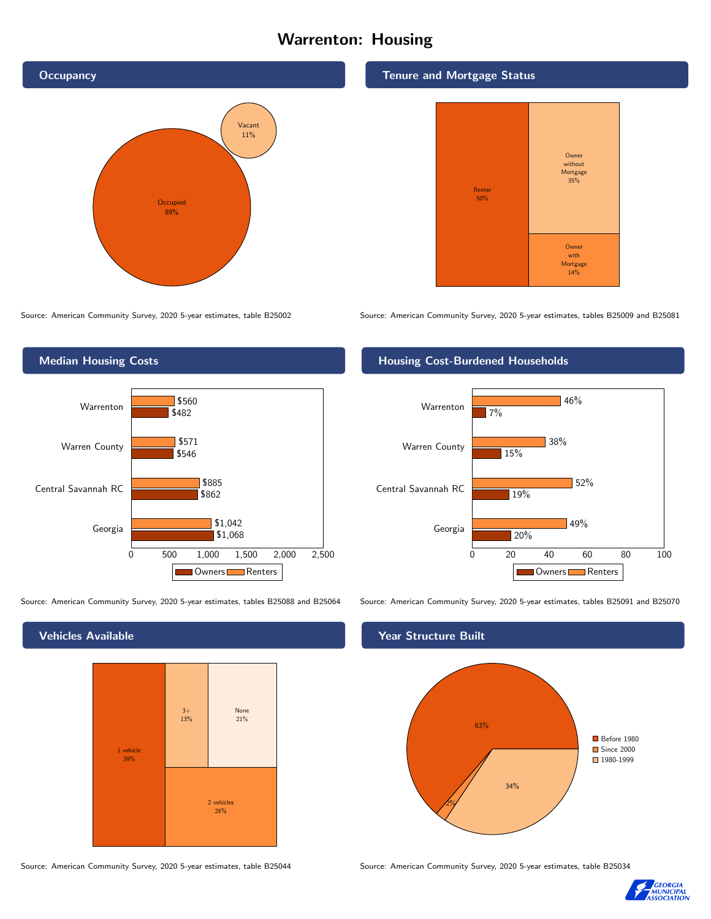# Warrenton: Housing

## Occupancy

Vacant
11%

Occupied
89%

Source: American Community Survey, 2020 5-year estimates, table B25002

## Tenure and Mortgage Status

Renter
50%

Owner without Mortgage
35%

Owner with Mortgage
14%

Source: American Community Survey, 2020 5-year estimates, tables B25009 and B25081

## Median Housing Costs

Warrenton
$560
$482

Warren County
$571
$546

Central Savannah RC
$885
$862

Georgia
$1,042
$1,068

0 500 1,000 1,500 2,000 2,500

Owners Renters

Source: American Community Survey, 2020 5-year estimates, tables B25088 and B25064

## Housing Cost-Burdened Households

Warrenton
46%
7%

Warren County
38%
15%

Central Savannah RC
52%
19%

Georgia
49%
20%

0 20 40 60 80 100

Owners Renters

Source: American Community Survey, 2020 5-year estimates, tables B25091 and B25070

## Vehicles Available

1 vehicle
39%

3+
13%

None
21%

2 vehicles
26%

Source: American Community Survey, 2020 5-year estimates, table B25044

## Year Structure Built

63%

2%

34%

Before 1980
Since 2000
1980-1999

Source: American Community Survey, 2020 5-year estimates, table B25034